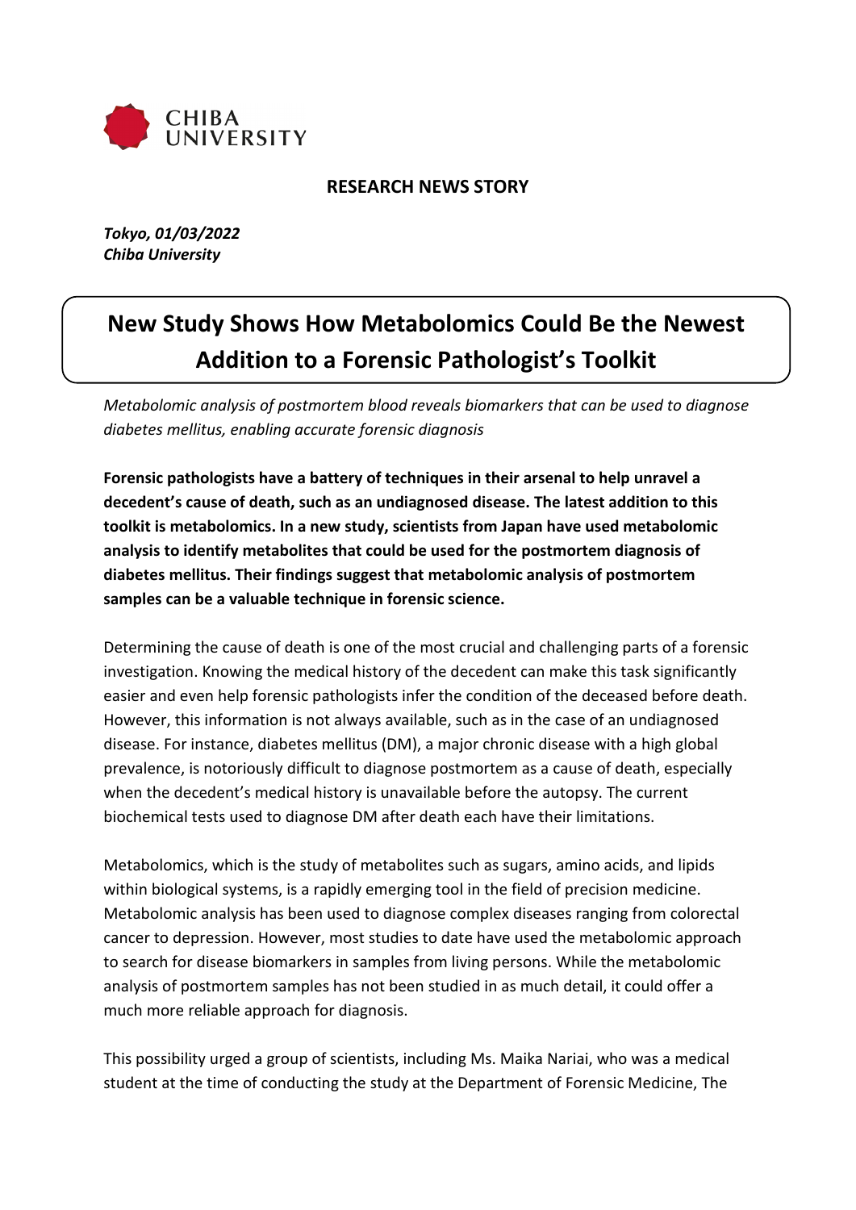**RESEARCH NEWS STORY**

*Tokyo, 01/03/2022*
*Chiba University*

# New Study Shows How Metabolomics Could Be the Newest Addition to a Forensic Pathologist's Toolkit

*Metabolomic analysis of postmortem blood reveals biomarkers that can be used to diagnose diabetes mellitus, enabling accurate forensic diagnosis*

**Forensic pathologists have a battery of techniques in their arsenal to help unravel a decedent's cause of death, such as an undiagnosed disease. The latest addition to this toolkit is metabolomics. In a new study, scientists from Japan have used metabolomic analysis to identify metabolites that could be used for the postmortem diagnosis of diabetes mellitus. Their findings suggest that metabolomic analysis of postmortem samples can be a valuable technique in forensic science.**

Determining the cause of death is one of the most crucial and challenging parts of a forensic investigation. Knowing the medical history of the decedent can make this task significantly easier and even help forensic pathologists infer the condition of the deceased before death. However, this information is not always available, such as in the case of an undiagnosed disease. For instance, diabetes mellitus (DM), a major chronic disease with a high global prevalence, is notoriously difficult to diagnose postmortem as a cause of death, especially when the decedent's medical history is unavailable before the autopsy. The current biochemical tests used to diagnose DM after death each have their limitations.

Metabolomics, which is the study of metabolites such as sugars, amino acids, and lipids within biological systems, is a rapidly emerging tool in the field of precision medicine. Metabolomic analysis has been used to diagnose complex diseases ranging from colorectal cancer to depression. However, most studies to date have used the metabolomic approach to search for disease biomarkers in samples from living persons. While the metabolomic analysis of postmortem samples has not been studied in as much detail, it could offer a much more reliable approach for diagnosis.

This possibility urged a group of scientists, including Ms. Maika Nariai, who was a medical student at the time of conducting the study at the Department of Forensic Medicine, The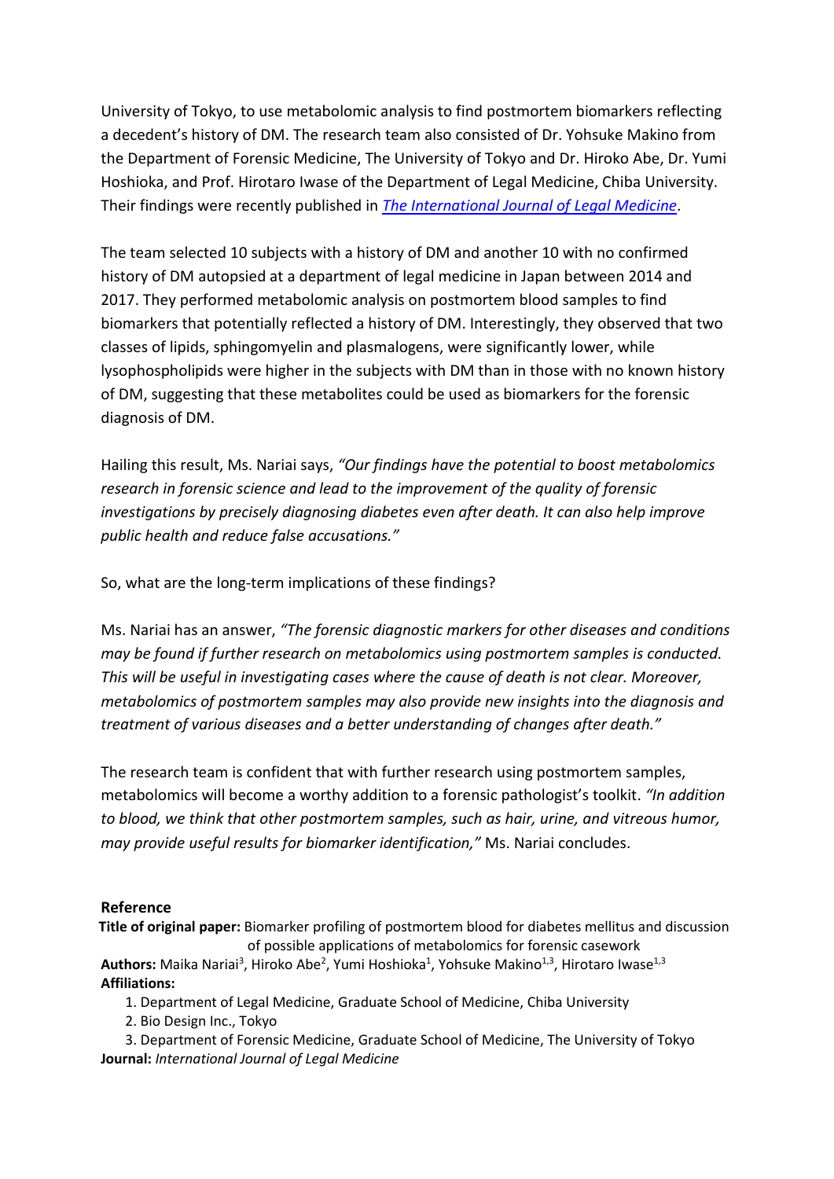University of Tokyo, to use metabolomic analysis to find postmortem biomarkers reflecting a decedent's history of DM. The research team also consisted of Dr. Yohsuke Makino from the Department of Forensic Medicine, The University of Tokyo and Dr. Hiroko Abe, Dr. Yumi Hoshioka, and Prof. Hirotaro Iwase of the Department of Legal Medicine, Chiba University. Their findings were recently published in *The International Journal of Legal Medicine*.

The team selected 10 subjects with a history of DM and another 10 with no confirmed history of DM autopsied at a department of legal medicine in Japan between 2014 and 2017. They performed metabolomic analysis on postmortem blood samples to find biomarkers that potentially reflected a history of DM. Interestingly, they observed that two classes of lipids, sphingomyelin and plasmalogens, were significantly lower, while lysophospholipids were higher in the subjects with DM than in those with no known history of DM, suggesting that these metabolites could be used as biomarkers for the forensic diagnosis of DM.

Hailing this result, Ms. Nariai says, *"Our findings have the potential to boost metabolomics research in forensic science and lead to the improvement of the quality of forensic investigations by precisely diagnosing diabetes even after death. It can also help improve public health and reduce false accusations."*

So, what are the long-term implications of these findings?

Ms. Nariai has an answer, *"The forensic diagnostic markers for other diseases and conditions may be found if further research on metabolomics using postmortem samples is conducted. This will be useful in investigating cases where the cause of death is not clear. Moreover, metabolomics of postmortem samples may also provide new insights into the diagnosis and treatment of various diseases and a better understanding of changes after death."*

The research team is confident that with further research using postmortem samples, metabolomics will become a worthy addition to a forensic pathologist's toolkit. *"In addition to blood, we think that other postmortem samples, such as hair, urine, and vitreous humor, may provide useful results for biomarker identification,"* Ms. Nariai concludes.

**Reference**

**Title of original paper:** Biomarker profiling of postmortem blood for diabetes mellitus and discussion of possible applications of metabolomics for forensic casework

**Authors:** Maika Nariai[3], Hiroko Abe[2], Yumi Hoshioka[1], Yohsuke Makino[1,3], Hirotaro Iwase[1,3]

**Affiliations:**

1. Department of Legal Medicine, Graduate School of Medicine, Chiba University
2. Bio Design Inc., Tokyo
3. Department of Forensic Medicine, Graduate School of Medicine, The University of Tokyo

**Journal:** *International Journal of Legal Medicine*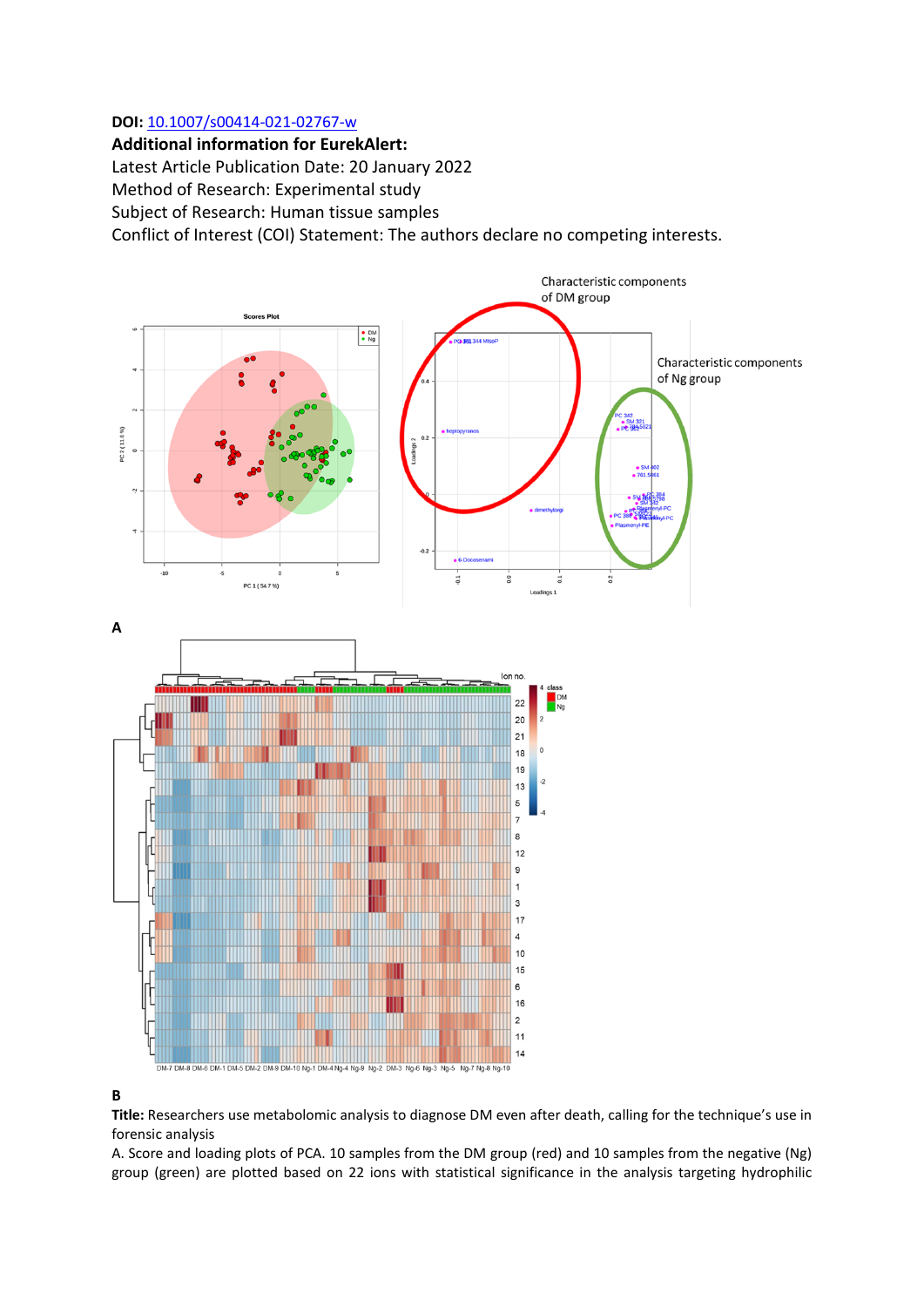**DOI:** [10.1007/s00414-021-02767-w](https://doi.org/10.1007/s00414-021-02767-w)

**Additional information for EurekAlert:**

Latest Article Publication Date: 20 January 2022

Method of Research: Experimental study

Subject of Research: Human tissue samples

Conflict of Interest (COI) Statement: The authors declare no competing interests.

A

B

**Title:** Researchers use metabolomic analysis to diagnose DM even after death, calling for the technique's use in forensic analysis

A. Score and loading plots of PCA. 10 samples from the DM group (red) and 10 samples from the negative (Ng) group (green) are plotted based on 22 ions with statistical significance in the analysis targeting hydrophilic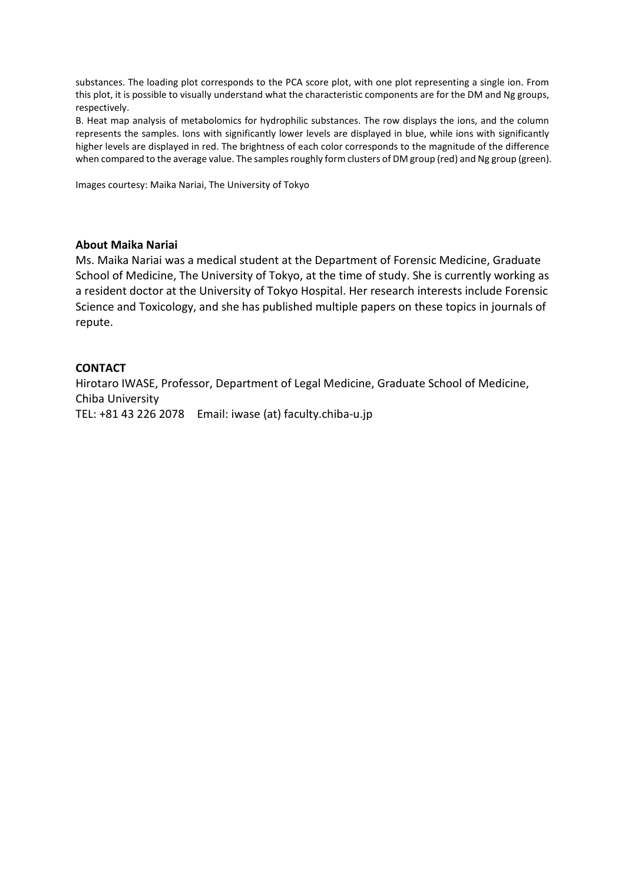substances. The loading plot corresponds to the PCA score plot, with one plot representing a single ion. From this plot, it is possible to visually understand what the characteristic components are for the DM and Ng groups, respectively.

B. Heat map analysis of metabolomics for hydrophilic substances. The row displays the ions, and the column represents the samples. Ions with significantly lower levels are displayed in blue, while ions with significantly higher levels are displayed in red. The brightness of each color corresponds to the magnitude of the difference when compared to the average value. The samples roughly form clusters of DM group (red) and Ng group (green).

Images courtesy: Maika Nariai, The University of Tokyo

**About Maika Nariai**

Ms. Maika Nariai was a medical student at the Department of Forensic Medicine, Graduate School of Medicine, The University of Tokyo, at the time of study. She is currently working as a resident doctor at the University of Tokyo Hospital. Her research interests include Forensic Science and Toxicology, and she has published multiple papers on these topics in journals of repute.

**CONTACT**

Hirotaro IWASE, Professor, Department of Legal Medicine, Graduate School of Medicine, Chiba University

TEL: +81 43 226 2078 Email: iwase (at) faculty.chiba-u.jp